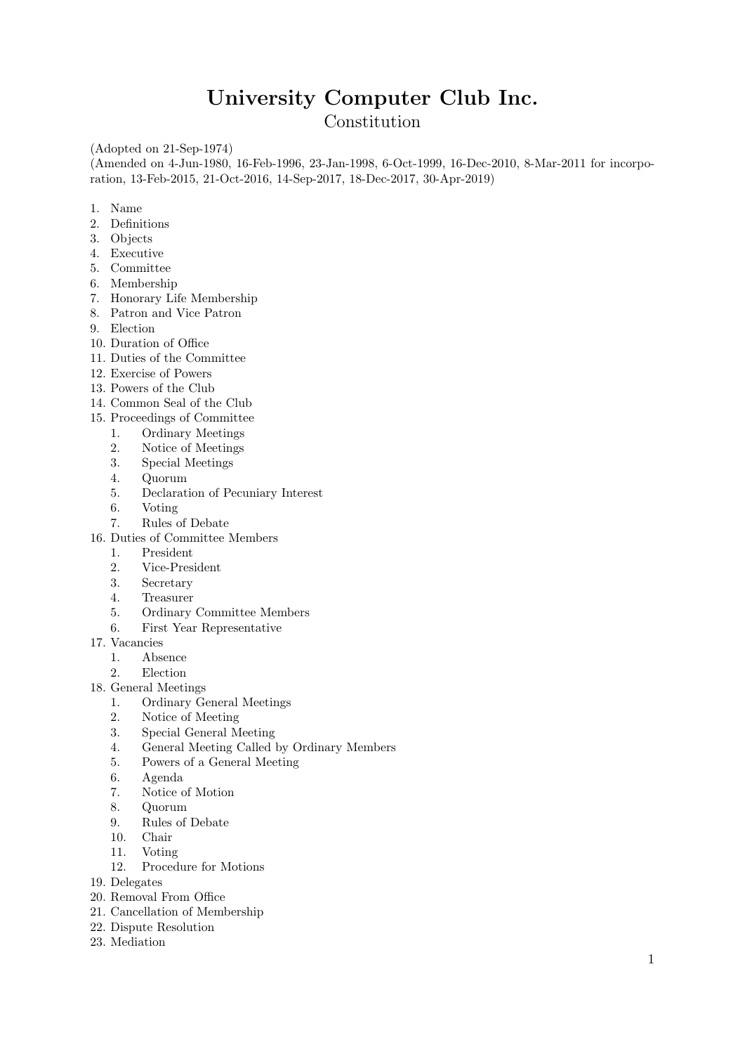# University Computer Club Inc.

## Constitution

(Adopted on 21-Sep-1974)
(Amended on 4-Jun-1980, 16-Feb-1996, 23-Jan-1998, 6-Oct-1999, 16-Dec-2010, 8-Mar-2011 for incorporation, 13-Feb-2015, 21-Oct-2016, 14-Sep-2017, 18-Dec-2017, 30-Apr-2019)

1. Name
2. Definitions
3. Objects
4. Executive
5. Committee
6. Membership
7. Honorary Life Membership
8. Patron and Vice Patron
9. Election
10. Duration of Office
11. Duties of the Committee
12. Exercise of Powers
13. Powers of the Club
14. Common Seal of the Club
15. Proceedings of Committee
    1. Ordinary Meetings
    2. Notice of Meetings
    3. Special Meetings
    4. Quorum
    5. Declaration of Pecuniary Interest
    6. Voting
    7. Rules of Debate
16. Duties of Committee Members
    1. President
    2. Vice-President
    3. Secretary
    4. Treasurer
    5. Ordinary Committee Members
    6. First Year Representative
17. Vacancies
    1. Absence
    2. Election
18. General Meetings
    1. Ordinary General Meetings
    2. Notice of Meeting
    3. Special General Meeting
    4. General Meeting Called by Ordinary Members
    5. Powers of a General Meeting
    6. Agenda
    7. Notice of Motion
    8. Quorum
    9. Rules of Debate
    10. Chair
    11. Voting
    12. Procedure for Motions
19. Delegates
20. Removal From Office
21. Cancellation of Membership
22. Dispute Resolution
23. Mediation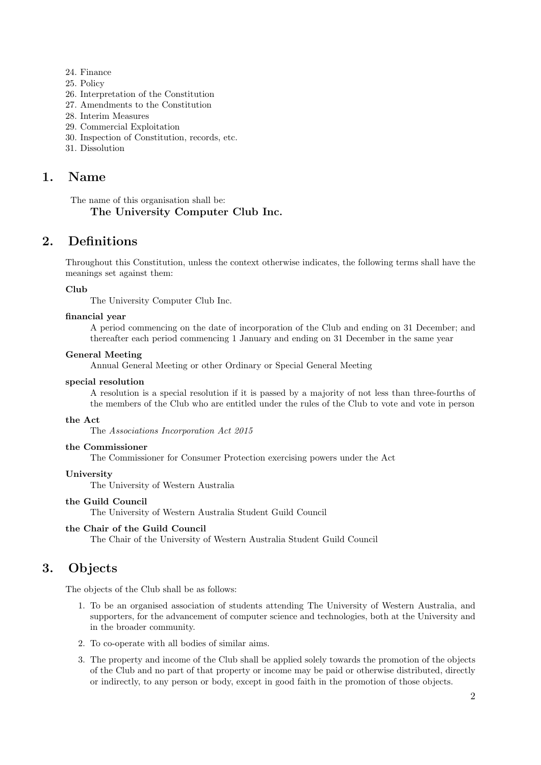24. Finance
25. Policy
26. Interpretation of the Constitution
27. Amendments to the Constitution
28. Interim Measures
29. Commercial Exploitation
30. Inspection of Constitution, records, etc.
31. Dissolution

## 1. Name

The name of this organisation shall be:

**The University Computer Club Inc.**

## 2. Definitions

Throughout this Constitution, unless the context otherwise indicates, the following terms shall have the meanings set against them:

**Club**
: The University Computer Club Inc.

**financial year**
: A period commencing on the date of incorporation of the Club and ending on 31 December; and thereafter each period commencing 1 January and ending on 31 December in the same year

**General Meeting**
: Annual General Meeting or other Ordinary or Special General Meeting

**special resolution**
: A resolution is a special resolution if it is passed by a majority of not less than three-fourths of the members of the Club who are entitled under the rules of the Club to vote and vote in person

**the Act**
: The *Associations Incorporation Act 2015*

**the Commissioner**
: The Commissioner for Consumer Protection exercising powers under the Act

**University**
: The University of Western Australia

**the Guild Council**
: The University of Western Australia Student Guild Council

**the Chair of the Guild Council**
: The Chair of the University of Western Australia Student Guild Council

## 3. Objects

The objects of the Club shall be as follows:

1. To be an organised association of students attending The University of Western Australia, and supporters, for the advancement of computer science and technologies, both at the University and in the broader community.
2. To co-operate with all bodies of similar aims.
3. The property and income of the Club shall be applied solely towards the promotion of the objects of the Club and no part of that property or income may be paid or otherwise distributed, directly or indirectly, to any person or body, except in good faith in the promotion of those objects.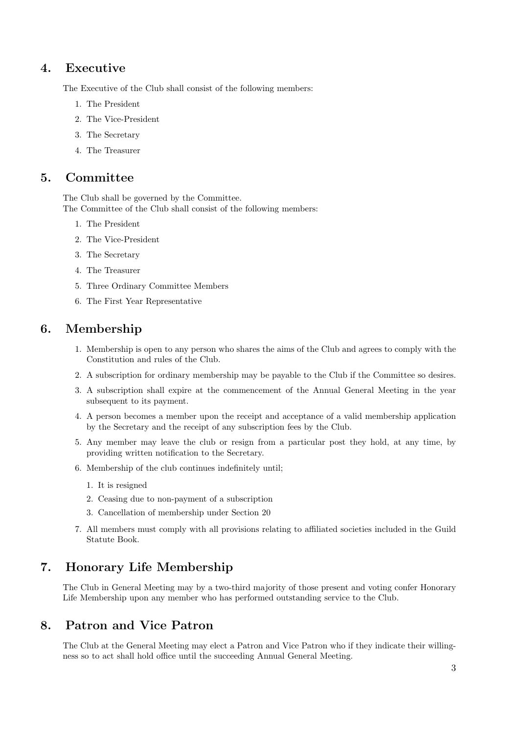## 4. Executive

The Executive of the Club shall consist of the following members:

1. The President
2. The Vice-President
3. The Secretary
4. The Treasurer

## 5. Committee

The Club shall be governed by the Committee.
The Committee of the Club shall consist of the following members:

1. The President
2. The Vice-President
3. The Secretary
4. The Treasurer
5. Three Ordinary Committee Members
6. The First Year Representative

## 6. Membership

1. Membership is open to any person who shares the aims of the Club and agrees to comply with the Constitution and rules of the Club.
2. A subscription for ordinary membership may be payable to the Club if the Committee so desires.
3. A subscription shall expire at the commencement of the Annual General Meeting in the year subsequent to its payment.
4. A person becomes a member upon the receipt and acceptance of a valid membership application by the Secretary and the receipt of any subscription fees by the Club.
5. Any member may leave the club or resign from a particular post they hold, at any time, by providing written notification to the Secretary.
6. Membership of the club continues indefinitely until;
    1. It is resigned
    2. Ceasing due to non-payment of a subscription
    3. Cancellation of membership under Section 20
7. All members must comply with all provisions relating to affiliated societies included in the Guild Statute Book.

## 7. Honorary Life Membership

The Club in General Meeting may by a two-third majority of those present and voting confer Honorary Life Membership upon any member who has performed outstanding service to the Club.

## 8. Patron and Vice Patron

The Club at the General Meeting may elect a Patron and Vice Patron who if they indicate their willingness so to act shall hold office until the succeeding Annual General Meeting.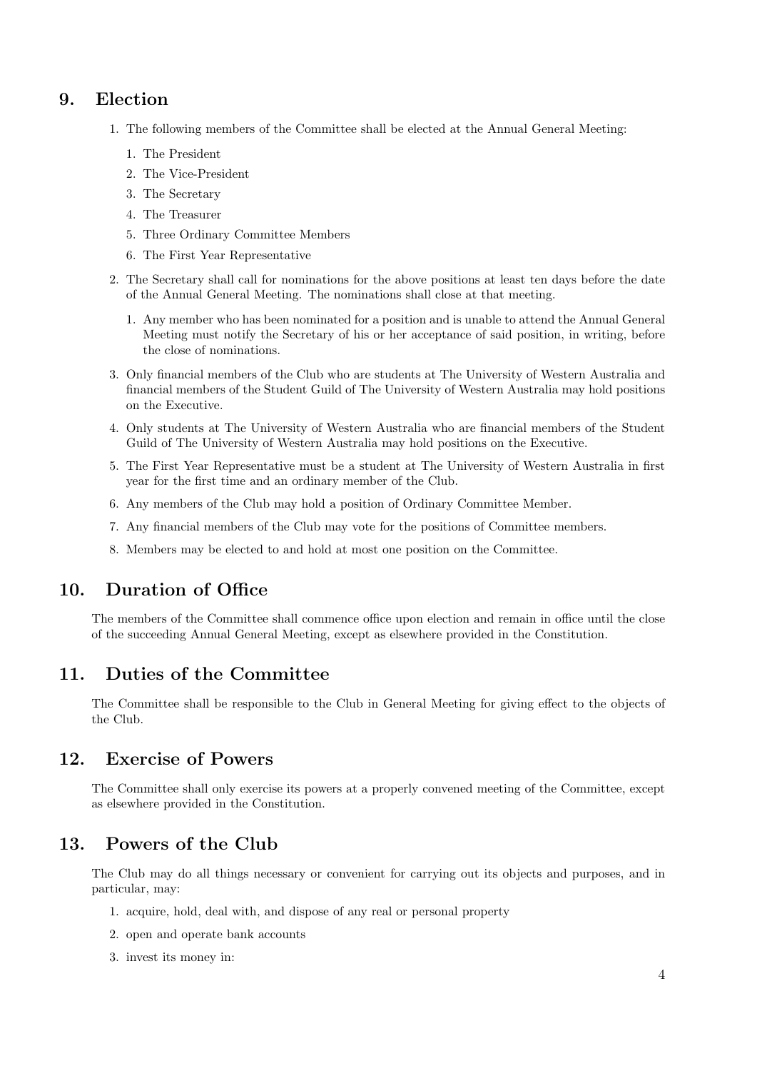## 9. Election

1. The following members of the Committee shall be elected at the Annual General Meeting:
    1. The President
    2. The Vice-President
    3. The Secretary
    4. The Treasurer
    5. Three Ordinary Committee Members
    6. The First Year Representative
2. The Secretary shall call for nominations for the above positions at least ten days before the date of the Annual General Meeting. The nominations shall close at that meeting.
    1. Any member who has been nominated for a position and is unable to attend the Annual General Meeting must notify the Secretary of his or her acceptance of said position, in writing, before the close of nominations.
3. Only financial members of the Club who are students at The University of Western Australia and financial members of the Student Guild of The University of Western Australia may hold positions on the Executive.
4. Only students at The University of Western Australia who are financial members of the Student Guild of The University of Western Australia may hold positions on the Executive.
5. The First Year Representative must be a student at The University of Western Australia in first year for the first time and an ordinary member of the Club.
6. Any members of the Club may hold a position of Ordinary Committee Member.
7. Any financial members of the Club may vote for the positions of Committee members.
8. Members may be elected to and hold at most one position on the Committee.

## 10. Duration of Office

The members of the Committee shall commence office upon election and remain in office until the close of the succeeding Annual General Meeting, except as elsewhere provided in the Constitution.

## 11. Duties of the Committee

The Committee shall be responsible to the Club in General Meeting for giving effect to the objects of the Club.

## 12. Exercise of Powers

The Committee shall only exercise its powers at a properly convened meeting of the Committee, except as elsewhere provided in the Constitution.

## 13. Powers of the Club

The Club may do all things necessary or convenient for carrying out its objects and purposes, and in particular, may:

1. acquire, hold, deal with, and dispose of any real or personal property
2. open and operate bank accounts
3. invest its money in: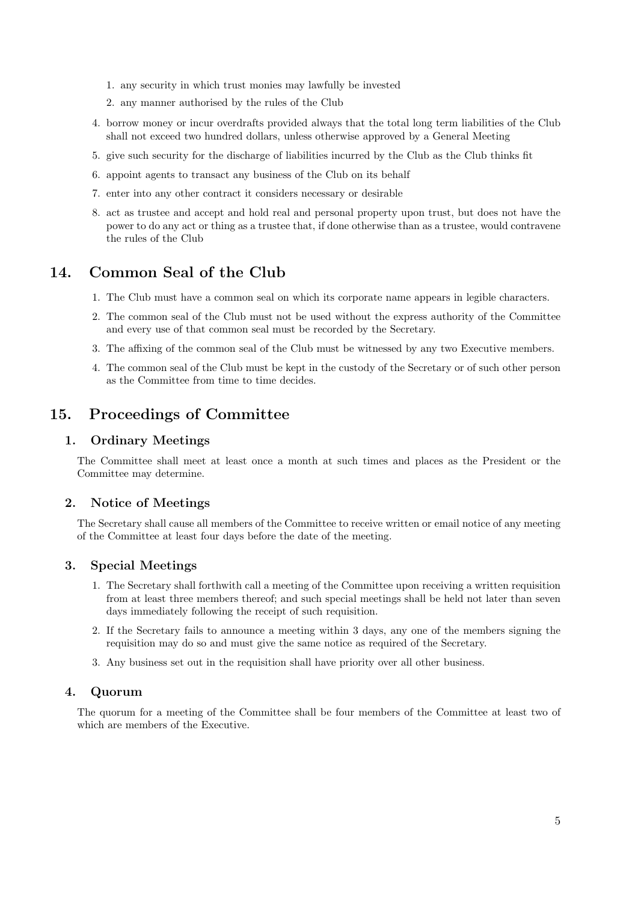1. any security in which trust monies may lawfully be invested
   2. any manner authorised by the rules of the Club

4. borrow money or incur overdrafts provided always that the total long term liabilities of the Club shall not exceed two hundred dollars, unless otherwise approved by a General Meeting
5. give such security for the discharge of liabilities incurred by the Club as the Club thinks fit
6. appoint agents to transact any business of the Club on its behalf
7. enter into any other contract it considers necessary or desirable
8. act as trustee and accept and hold real and personal property upon trust, but does not have the power to do any act or thing as a trustee that, if done otherwise than as a trustee, would contravene the rules of the Club

## 14. Common Seal of the Club

1. The Club must have a common seal on which its corporate name appears in legible characters.
2. The common seal of the Club must not be used without the express authority of the Committee and every use of that common seal must be recorded by the Secretary.
3. The affixing of the common seal of the Club must be witnessed by any two Executive members.
4. The common seal of the Club must be kept in the custody of the Secretary or of such other person as the Committee from time to time decides.

## 15. Proceedings of Committee

### 1. Ordinary Meetings

The Committee shall meet at least once a month at such times and places as the President or the Committee may determine.

### 2. Notice of Meetings

The Secretary shall cause all members of the Committee to receive written or email notice of any meeting of the Committee at least four days before the date of the meeting.

### 3. Special Meetings

1. The Secretary shall forthwith call a meeting of the Committee upon receiving a written requisition from at least three members thereof; and such special meetings shall be held not later than seven days immediately following the receipt of such requisition.
2. If the Secretary fails to announce a meeting within 3 days, any one of the members signing the requisition may do so and must give the same notice as required of the Secretary.
3. Any business set out in the requisition shall have priority over all other business.

### 4. Quorum

The quorum for a meeting of the Committee shall be four members of the Committee at least two of which are members of the Executive.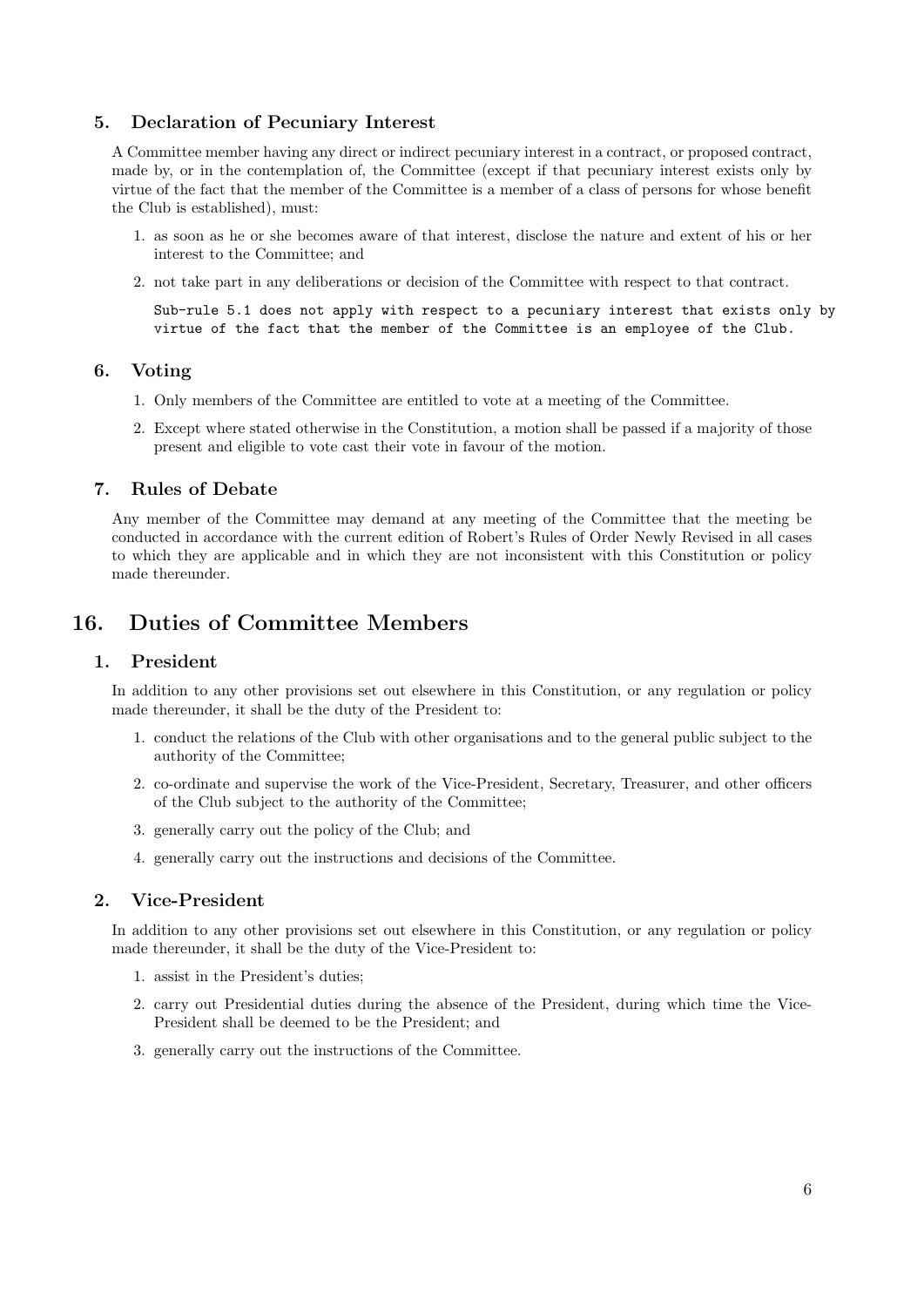### 5. Declaration of Pecuniary Interest

A Committee member having any direct or indirect pecuniary interest in a contract, or proposed contract, made by, or in the contemplation of, the Committee (except if that pecuniary interest exists only by virtue of the fact that the member of the Committee is a member of a class of persons for whose benefit the Club is established), must:

1. as soon as he or she becomes aware of that interest, disclose the nature and extent of his or her interest to the Committee; and
2. not take part in any deliberations or decision of the Committee with respect to that contract.

   `Sub-rule 5.1 does not apply with respect to a pecuniary interest that exists only by virtue of the fact that the member of the Committee is an employee of the Club.`

### 6. Voting

1. Only members of the Committee are entitled to vote at a meeting of the Committee.
2. Except where stated otherwise in the Constitution, a motion shall be passed if a majority of those present and eligible to vote cast their vote in favour of the motion.

### 7. Rules of Debate

Any member of the Committee may demand at any meeting of the Committee that the meeting be conducted in accordance with the current edition of Robert's Rules of Order Newly Revised in all cases to which they are applicable and in which they are not inconsistent with this Constitution or policy made thereunder.

## 16. Duties of Committee Members

### 1. President

In addition to any other provisions set out elsewhere in this Constitution, or any regulation or policy made thereunder, it shall be the duty of the President to:

1. conduct the relations of the Club with other organisations and to the general public subject to the authority of the Committee;
2. co-ordinate and supervise the work of the Vice-President, Secretary, Treasurer, and other officers of the Club subject to the authority of the Committee;
3. generally carry out the policy of the Club; and
4. generally carry out the instructions and decisions of the Committee.

### 2. Vice-President

In addition to any other provisions set out elsewhere in this Constitution, or any regulation or policy made thereunder, it shall be the duty of the Vice-President to:

1. assist in the President's duties;
2. carry out Presidential duties during the absence of the President, during which time the Vice-President shall be deemed to be the President; and
3. generally carry out the instructions of the Committee.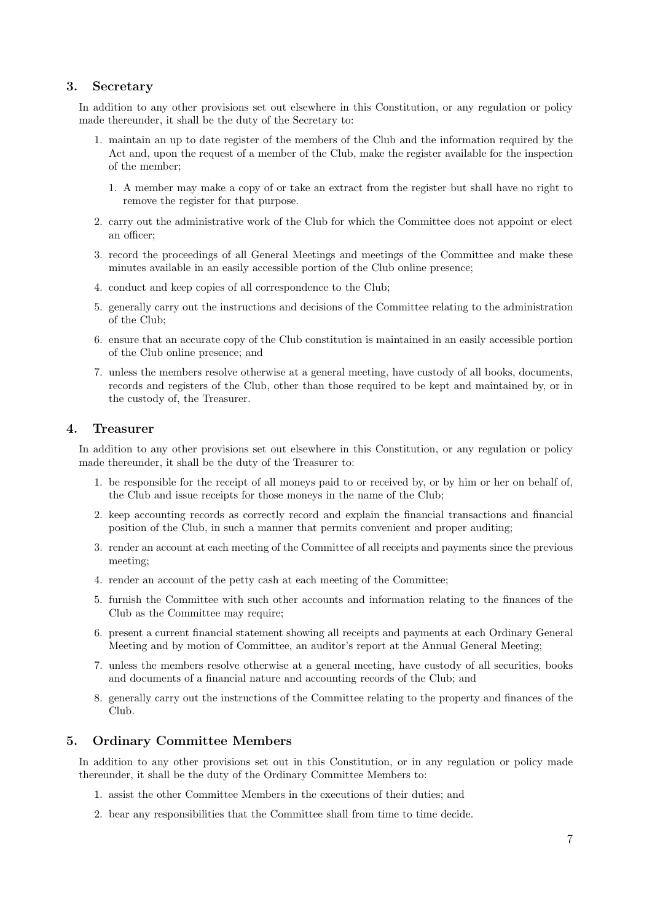## 3. Secretary

In addition to any other provisions set out elsewhere in this Constitution, or any regulation or policy made thereunder, it shall be the duty of the Secretary to:

1. maintain an up to date register of the members of the Club and the information required by the Act and, upon the request of a member of the Club, make the register available for the inspection of the member;
    1. A member may make a copy of or take an extract from the register but shall have no right to remove the register for that purpose.
2. carry out the administrative work of the Club for which the Committee does not appoint or elect an officer;
3. record the proceedings of all General Meetings and meetings of the Committee and make these minutes available in an easily accessible portion of the Club online presence;
4. conduct and keep copies of all correspondence to the Club;
5. generally carry out the instructions and decisions of the Committee relating to the administration of the Club;
6. ensure that an accurate copy of the Club constitution is maintained in an easily accessible portion of the Club online presence; and
7. unless the members resolve otherwise at a general meeting, have custody of all books, documents, records and registers of the Club, other than those required to be kept and maintained by, or in the custody of, the Treasurer.

## 4. Treasurer

In addition to any other provisions set out elsewhere in this Constitution, or any regulation or policy made thereunder, it shall be the duty of the Treasurer to:

1. be responsible for the receipt of all moneys paid to or received by, or by him or her on behalf of, the Club and issue receipts for those moneys in the name of the Club;
2. keep accounting records as correctly record and explain the financial transactions and financial position of the Club, in such a manner that permits convenient and proper auditing;
3. render an account at each meeting of the Committee of all receipts and payments since the previous meeting;
4. render an account of the petty cash at each meeting of the Committee;
5. furnish the Committee with such other accounts and information relating to the finances of the Club as the Committee may require;
6. present a current financial statement showing all receipts and payments at each Ordinary General Meeting and by motion of Committee, an auditor's report at the Annual General Meeting;
7. unless the members resolve otherwise at a general meeting, have custody of all securities, books and documents of a financial nature and accounting records of the Club; and
8. generally carry out the instructions of the Committee relating to the property and finances of the Club.

## 5. Ordinary Committee Members

In addition to any other provisions set out in this Constitution, or in any regulation or policy made thereunder, it shall be the duty of the Ordinary Committee Members to:

1. assist the other Committee Members in the executions of their duties; and
2. bear any responsibilities that the Committee shall from time to time decide.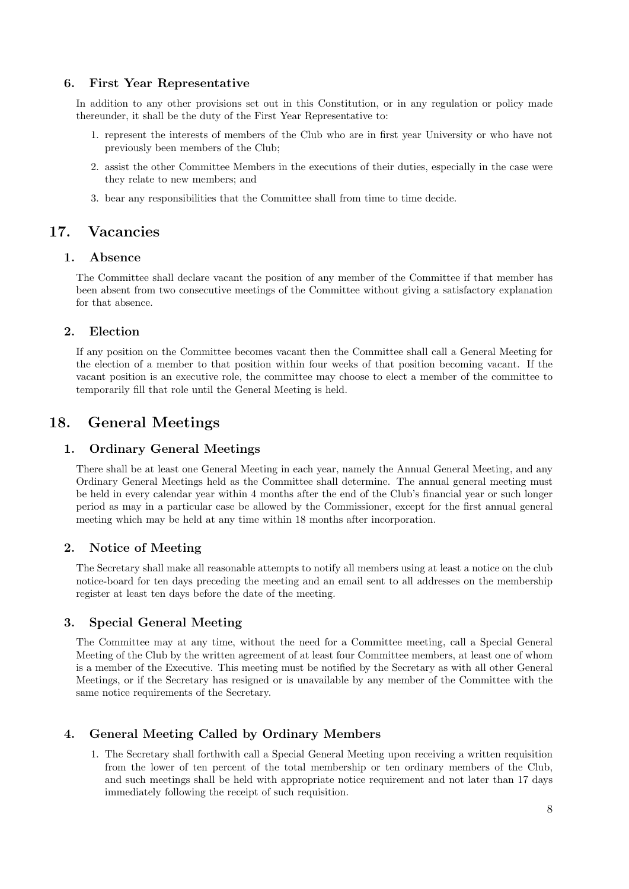### 6. First Year Representative

In addition to any other provisions set out in this Constitution, or in any regulation or policy made thereunder, it shall be the duty of the First Year Representative to:

1. represent the interests of members of the Club who are in first year University or who have not previously been members of the Club;
2. assist the other Committee Members in the executions of their duties, especially in the case were they relate to new members; and
3. bear any responsibilities that the Committee shall from time to time decide.

## 17. Vacancies

### 1. Absence

The Committee shall declare vacant the position of any member of the Committee if that member has been absent from two consecutive meetings of the Committee without giving a satisfactory explanation for that absence.

### 2. Election

If any position on the Committee becomes vacant then the Committee shall call a General Meeting for the election of a member to that position within four weeks of that position becoming vacant. If the vacant position is an executive role, the committee may choose to elect a member of the committee to temporarily fill that role until the General Meeting is held.

## 18. General Meetings

### 1. Ordinary General Meetings

There shall be at least one General Meeting in each year, namely the Annual General Meeting, and any Ordinary General Meetings held as the Committee shall determine. The annual general meeting must be held in every calendar year within 4 months after the end of the Club's financial year or such longer period as may in a particular case be allowed by the Commissioner, except for the first annual general meeting which may be held at any time within 18 months after incorporation.

### 2. Notice of Meeting

The Secretary shall make all reasonable attempts to notify all members using at least a notice on the club notice-board for ten days preceding the meeting and an email sent to all addresses on the membership register at least ten days before the date of the meeting.

### 3. Special General Meeting

The Committee may at any time, without the need for a Committee meeting, call a Special General Meeting of the Club by the written agreement of at least four Committee members, at least one of whom is a member of the Executive. This meeting must be notified by the Secretary as with all other General Meetings, or if the Secretary has resigned or is unavailable by any member of the Committee with the same notice requirements of the Secretary.

### 4. General Meeting Called by Ordinary Members

1. The Secretary shall forthwith call a Special General Meeting upon receiving a written requisition from the lower of ten percent of the total membership or ten ordinary members of the Club, and such meetings shall be held with appropriate notice requirement and not later than 17 days immediately following the receipt of such requisition.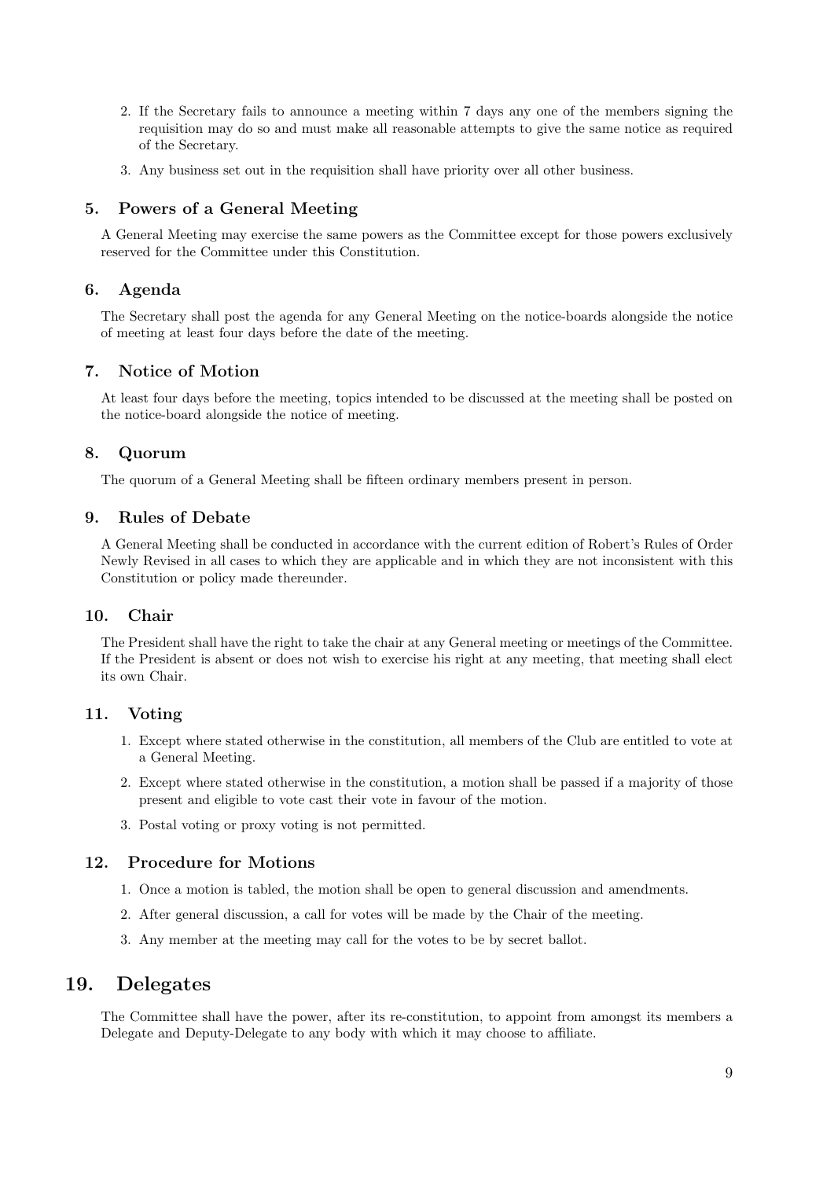2. If the Secretary fails to announce a meeting within 7 days any one of the members signing the requisition may do so and must make all reasonable attempts to give the same notice as required of the Secretary.
3. Any business set out in the requisition shall have priority over all other business.

### 5. Powers of a General Meeting

A General Meeting may exercise the same powers as the Committee except for those powers exclusively reserved for the Committee under this Constitution.

### 6. Agenda

The Secretary shall post the agenda for any General Meeting on the notice-boards alongside the notice of meeting at least four days before the date of the meeting.

### 7. Notice of Motion

At least four days before the meeting, topics intended to be discussed at the meeting shall be posted on the notice-board alongside the notice of meeting.

### 8. Quorum

The quorum of a General Meeting shall be fifteen ordinary members present in person.

### 9. Rules of Debate

A General Meeting shall be conducted in accordance with the current edition of Robert's Rules of Order Newly Revised in all cases to which they are applicable and in which they are not inconsistent with this Constitution or policy made thereunder.

### 10. Chair

The President shall have the right to take the chair at any General meeting or meetings of the Committee. If the President is absent or does not wish to exercise his right at any meeting, that meeting shall elect its own Chair.

### 11. Voting

1. Except where stated otherwise in the constitution, all members of the Club are entitled to vote at a General Meeting.
2. Except where stated otherwise in the constitution, a motion shall be passed if a majority of those present and eligible to vote cast their vote in favour of the motion.
3. Postal voting or proxy voting is not permitted.

### 12. Procedure for Motions

1. Once a motion is tabled, the motion shall be open to general discussion and amendments.
2. After general discussion, a call for votes will be made by the Chair of the meeting.
3. Any member at the meeting may call for the votes to be by secret ballot.

## 19. Delegates

The Committee shall have the power, after its re-constitution, to appoint from amongst its members a Delegate and Deputy-Delegate to any body with which it may choose to affiliate.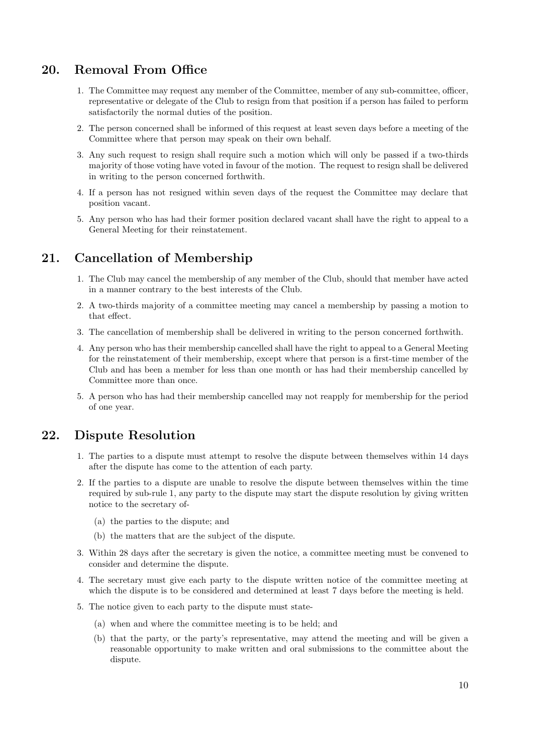## 20. Removal From Office

1. The Committee may request any member of the Committee, member of any sub-committee, officer, representative or delegate of the Club to resign from that position if a person has failed to perform satisfactorily the normal duties of the position.
2. The person concerned shall be informed of this request at least seven days before a meeting of the Committee where that person may speak on their own behalf.
3. Any such request to resign shall require such a motion which will only be passed if a two-thirds majority of those voting have voted in favour of the motion. The request to resign shall be delivered in writing to the person concerned forthwith.
4. If a person has not resigned within seven days of the request the Committee may declare that position vacant.
5. Any person who has had their former position declared vacant shall have the right to appeal to a General Meeting for their reinstatement.

## 21. Cancellation of Membership

1. The Club may cancel the membership of any member of the Club, should that member have acted in a manner contrary to the best interests of the Club.
2. A two-thirds majority of a committee meeting may cancel a membership by passing a motion to that effect.
3. The cancellation of membership shall be delivered in writing to the person concerned forthwith.
4. Any person who has their membership cancelled shall have the right to appeal to a General Meeting for the reinstatement of their membership, except where that person is a first-time member of the Club and has been a member for less than one month or has had their membership cancelled by Committee more than once.
5. A person who has had their membership cancelled may not reapply for membership for the period of one year.

## 22. Dispute Resolution

1. The parties to a dispute must attempt to resolve the dispute between themselves within 14 days after the dispute has come to the attention of each party.
2. If the parties to a dispute are unable to resolve the dispute between themselves within the time required by sub-rule 1, any party to the dispute may start the dispute resolution by giving written notice to the secretary of-
   (a) the parties to the dispute; and
   (b) the matters that are the subject of the dispute.
3. Within 28 days after the secretary is given the notice, a committee meeting must be convened to consider and determine the dispute.
4. The secretary must give each party to the dispute written notice of the committee meeting at which the dispute is to be considered and determined at least 7 days before the meeting is held.
5. The notice given to each party to the dispute must state-
   (a) when and where the committee meeting is to be held; and
   (b) that the party, or the party's representative, may attend the meeting and will be given a reasonable opportunity to make written and oral submissions to the committee about the dispute.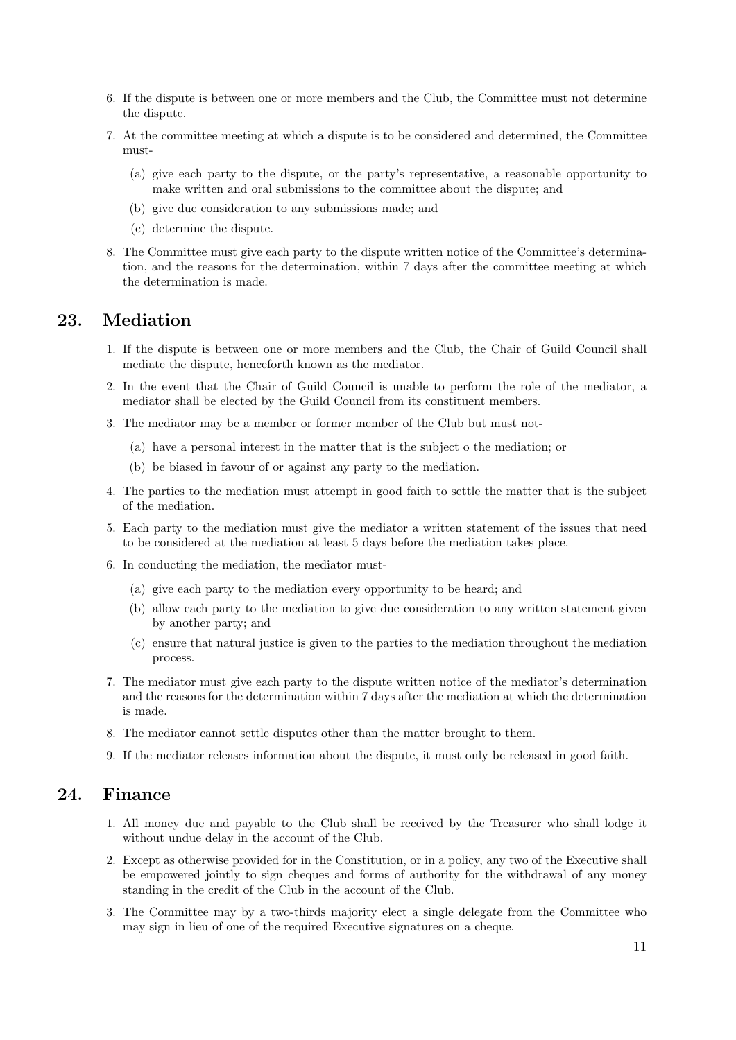6. If the dispute is between one or more members and the Club, the Committee must not determine the dispute.
7. At the committee meeting at which a dispute is to be considered and determined, the Committee must-
   (a) give each party to the dispute, or the party's representative, a reasonable opportunity to make written and oral submissions to the committee about the dispute; and
   (b) give due consideration to any submissions made; and
   (c) determine the dispute.
8. The Committee must give each party to the dispute written notice of the Committee's determination, and the reasons for the determination, within 7 days after the committee meeting at which the determination is made.

## 23. Mediation

1. If the dispute is between one or more members and the Club, the Chair of Guild Council shall mediate the dispute, henceforth known as the mediator.
2. In the event that the Chair of Guild Council is unable to perform the role of the mediator, a mediator shall be elected by the Guild Council from its constituent members.
3. The mediator may be a member or former member of the Club but must not-
   (a) have a personal interest in the matter that is the subject o the mediation; or
   (b) be biased in favour of or against any party to the mediation.
4. The parties to the mediation must attempt in good faith to settle the matter that is the subject of the mediation.
5. Each party to the mediation must give the mediator a written statement of the issues that need to be considered at the mediation at least 5 days before the mediation takes place.
6. In conducting the mediation, the mediator must-
   (a) give each party to the mediation every opportunity to be heard; and
   (b) allow each party to the mediation to give due consideration to any written statement given by another party; and
   (c) ensure that natural justice is given to the parties to the mediation throughout the mediation process.
7. The mediator must give each party to the dispute written notice of the mediator's determination and the reasons for the determination within 7 days after the mediation at which the determination is made.
8. The mediator cannot settle disputes other than the matter brought to them.
9. If the mediator releases information about the dispute, it must only be released in good faith.

## 24. Finance

1. All money due and payable to the Club shall be received by the Treasurer who shall lodge it without undue delay in the account of the Club.
2. Except as otherwise provided for in the Constitution, or in a policy, any two of the Executive shall be empowered jointly to sign cheques and forms of authority for the withdrawal of any money standing in the credit of the Club in the account of the Club.
3. The Committee may by a two-thirds majority elect a single delegate from the Committee who may sign in lieu of one of the required Executive signatures on a cheque.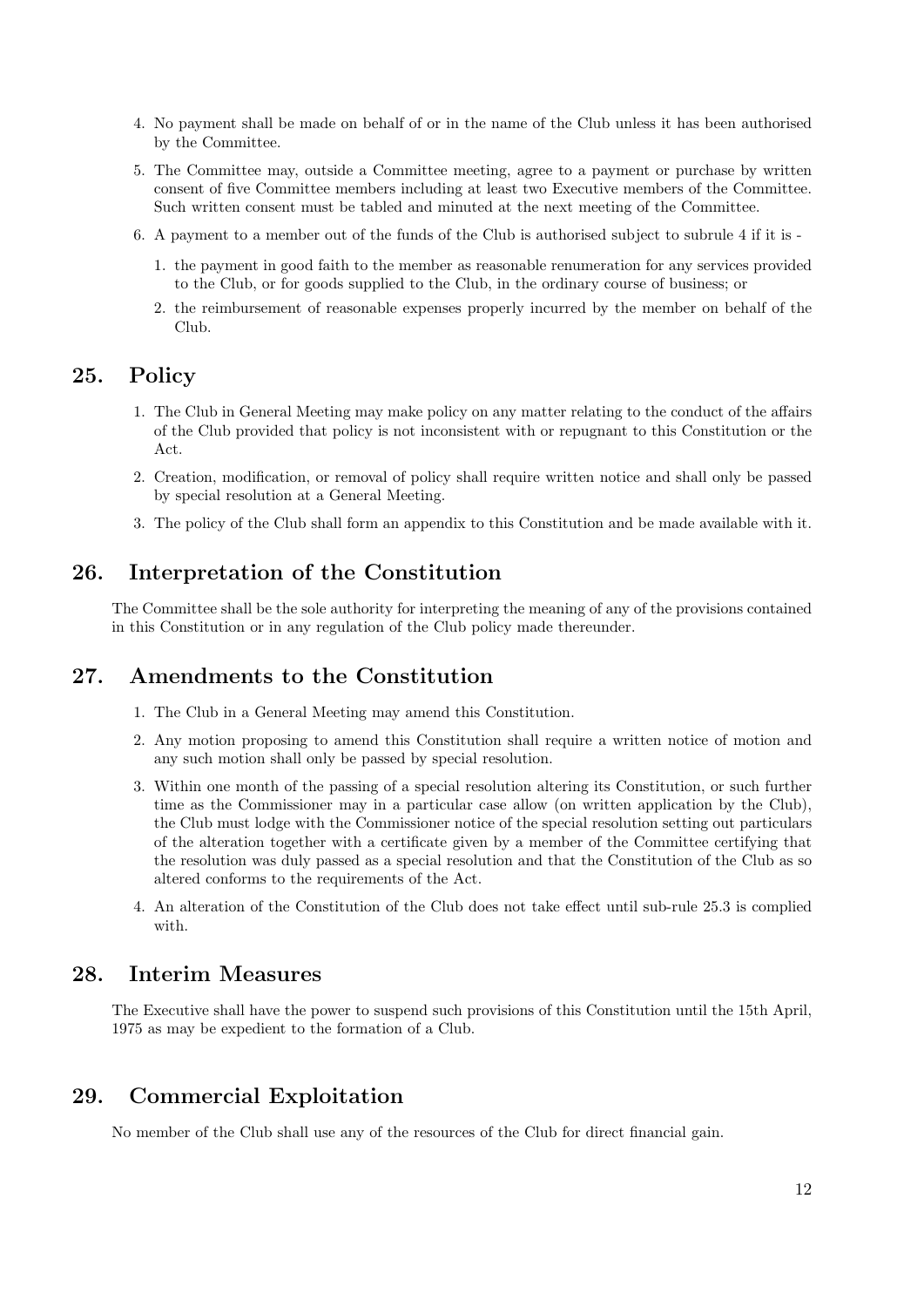4. No payment shall be made on behalf of or in the name of the Club unless it has been authorised by the Committee.

5. The Committee may, outside a Committee meeting, agree to a payment or purchase by written consent of five Committee members including at least two Executive members of the Committee. Such written consent must be tabled and minuted at the next meeting of the Committee.

6. A payment to a member out of the funds of the Club is authorised subject to subrule 4 if it is -

   1. the payment in good faith to the member as reasonable renumeration for any services provided to the Club, or for goods supplied to the Club, in the ordinary course of business; or

   2. the reimbursement of reasonable expenses properly incurred by the member on behalf of the Club.

## 25. Policy

1. The Club in General Meeting may make policy on any matter relating to the conduct of the affairs of the Club provided that policy is not inconsistent with or repugnant to this Constitution or the Act.

2. Creation, modification, or removal of policy shall require written notice and shall only be passed by special resolution at a General Meeting.

3. The policy of the Club shall form an appendix to this Constitution and be made available with it.

## 26. Interpretation of the Constitution

The Committee shall be the sole authority for interpreting the meaning of any of the provisions contained in this Constitution or in any regulation of the Club policy made thereunder.

## 27. Amendments to the Constitution

1. The Club in a General Meeting may amend this Constitution.

2. Any motion proposing to amend this Constitution shall require a written notice of motion and any such motion shall only be passed by special resolution.

3. Within one month of the passing of a special resolution altering its Constitution, or such further time as the Commissioner may in a particular case allow (on written application by the Club), the Club must lodge with the Commissioner notice of the special resolution setting out particulars of the alteration together with a certificate given by a member of the Committee certifying that the resolution was duly passed as a special resolution and that the Constitution of the Club as so altered conforms to the requirements of the Act.

4. An alteration of the Constitution of the Club does not take effect until sub-rule 25.3 is complied with.

## 28. Interim Measures

The Executive shall have the power to suspend such provisions of this Constitution until the 15th April, 1975 as may be expedient to the formation of a Club.

## 29. Commercial Exploitation

No member of the Club shall use any of the resources of the Club for direct financial gain.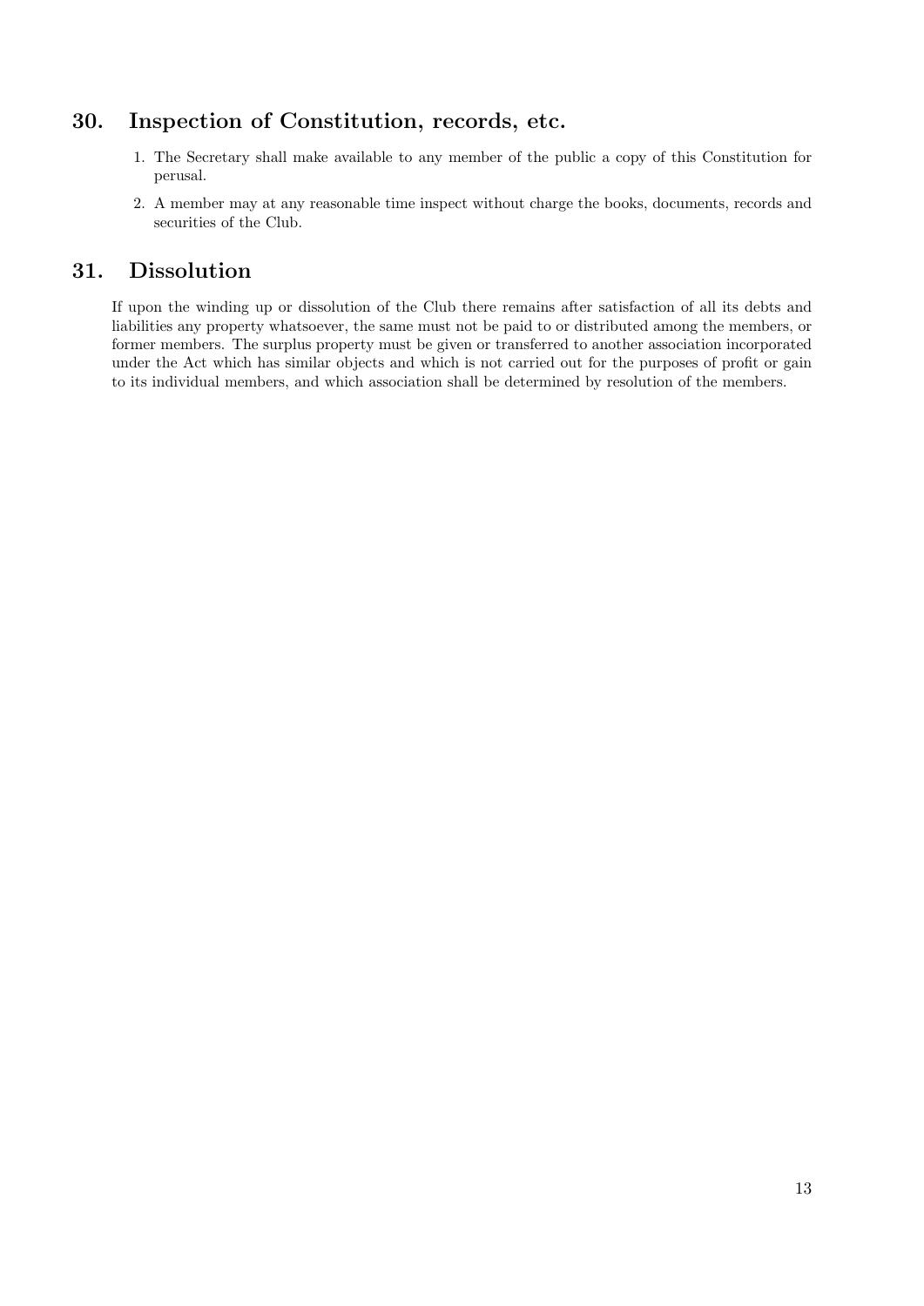## 30. Inspection of Constitution, records, etc.

1. The Secretary shall make available to any member of the public a copy of this Constitution for perusal.
2. A member may at any reasonable time inspect without charge the books, documents, records and securities of the Club.

## 31. Dissolution

If upon the winding up or dissolution of the Club there remains after satisfaction of all its debts and liabilities any property whatsoever, the same must not be paid to or distributed among the members, or former members. The surplus property must be given or transferred to another association incorporated under the Act which has similar objects and which is not carried out for the purposes of profit or gain to its individual members, and which association shall be determined by resolution of the members.